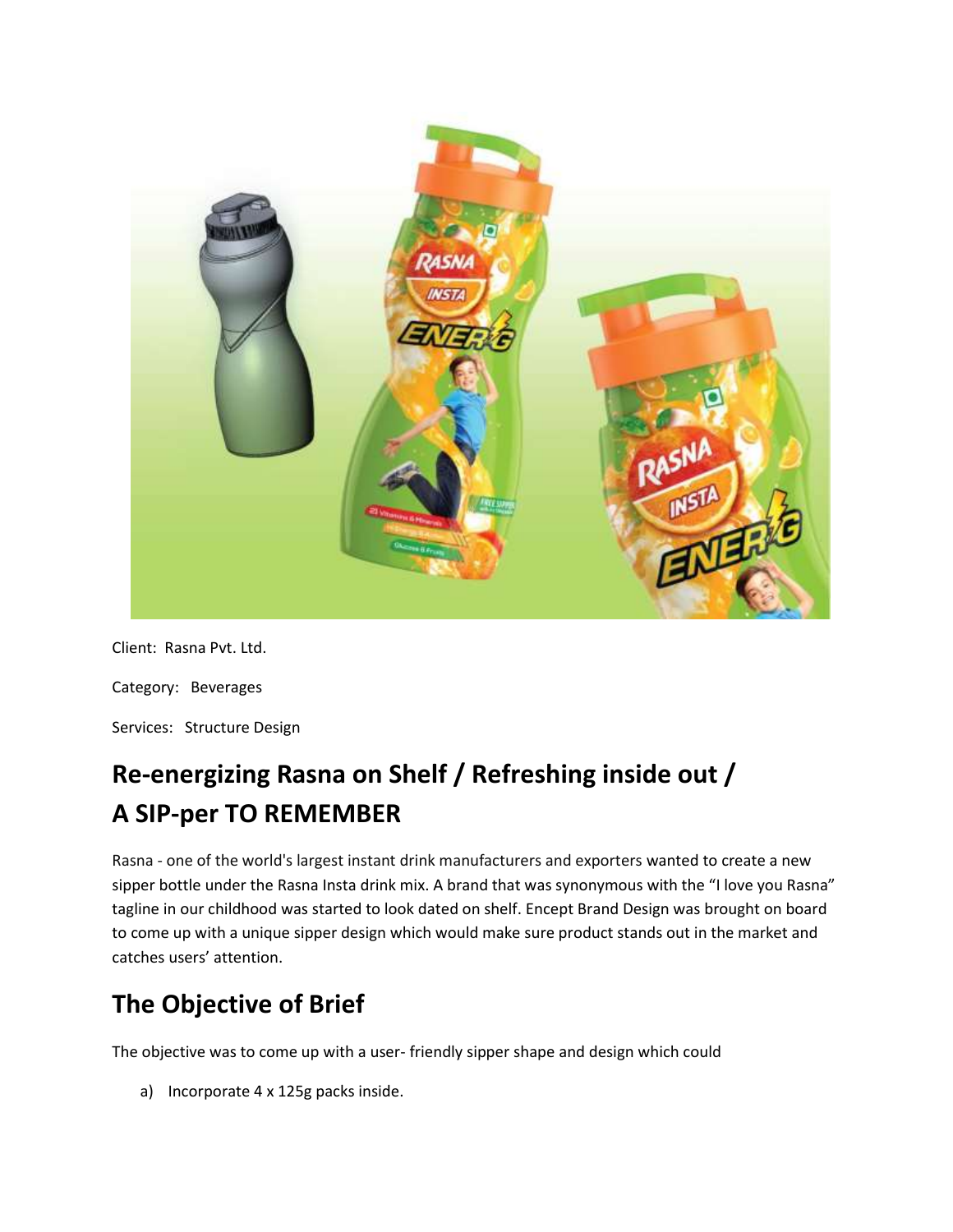Client: Rasna Pvt. Ltd.

Category: Beverages

Services: Structure Design

## Re-energizing Rasna on Shelf / Refreshing inside out / A SIP-per TO REMEMBER

Rasna - one of the world's largest instant drink manufacturers and exporters wanted to create a new sipper bottle under the Rasna Insta drink mix. A brand that was synonymous with the "I love you Rasna" tagline in our childhood was started to look dated on shelf. Encept Brand Design was brought on board to come up with a unique sipper design which would make sure product stands out in the market and catches users' attention.

## The Objective of Brief

The objective was to come up with a user- friendly sipper shape and design which could

a) Incorporate 4 x 125g packs inside.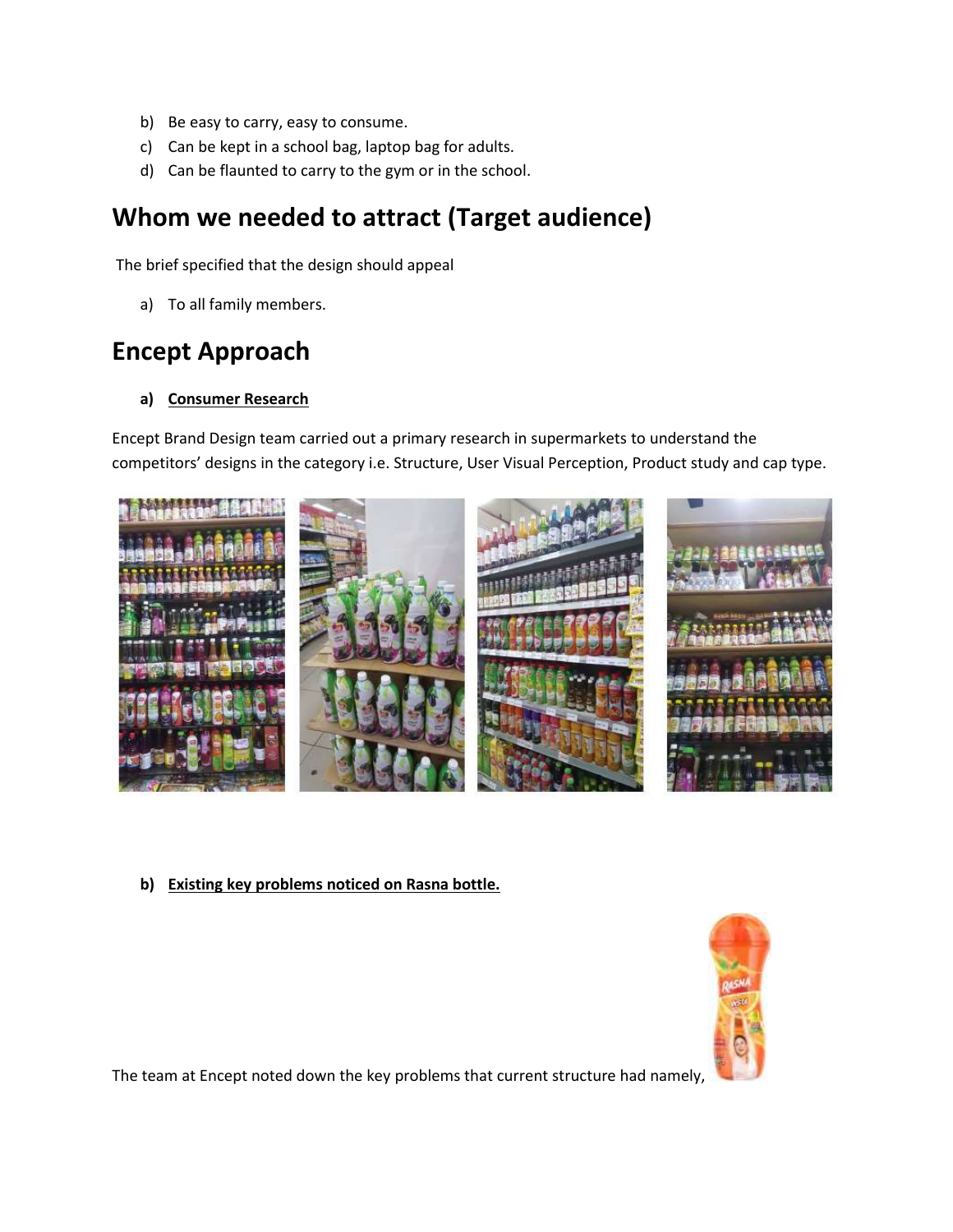b) Be easy to carry, easy to consume.
c) Can be kept in a school bag, laptop bag for adults.
d) Can be flaunted to carry to the gym or in the school.

## Whom we needed to attract (Target audience)

The brief specified that the design should appeal

a) To all family members.

## Encept Approach

**a) Consumer Research**

Encept Brand Design team carried out a primary research in supermarkets to understand the competitors' designs in the category i.e. Structure, User Visual Perception, Product study and cap type.

**b) Existing key problems noticed on Rasna bottle.**

The team at Encept noted down the key problems that current structure had namely,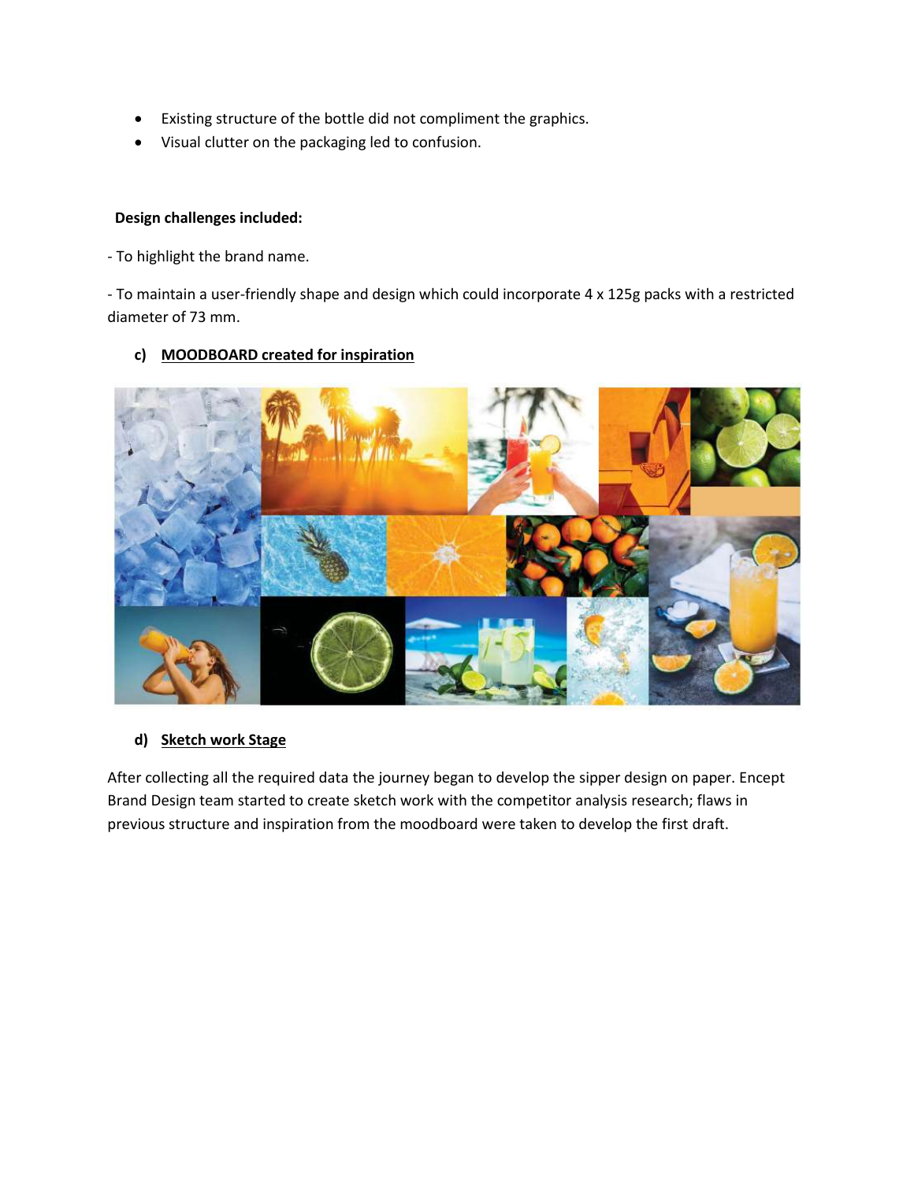- Existing structure of the bottle did not compliment the graphics.
- Visual clutter on the packaging led to confusion.

**Design challenges included:**

- To highlight the brand name.

- To maintain a user-friendly shape and design which could incorporate 4 x 125g packs with a restricted diameter of 73 mm.

**c) MOODBOARD created for inspiration**

**d) Sketch work Stage**

After collecting all the required data the journey began to develop the sipper design on paper. Encept Brand Design team started to create sketch work with the competitor analysis research; flaws in previous structure and inspiration from the moodboard were taken to develop the first draft.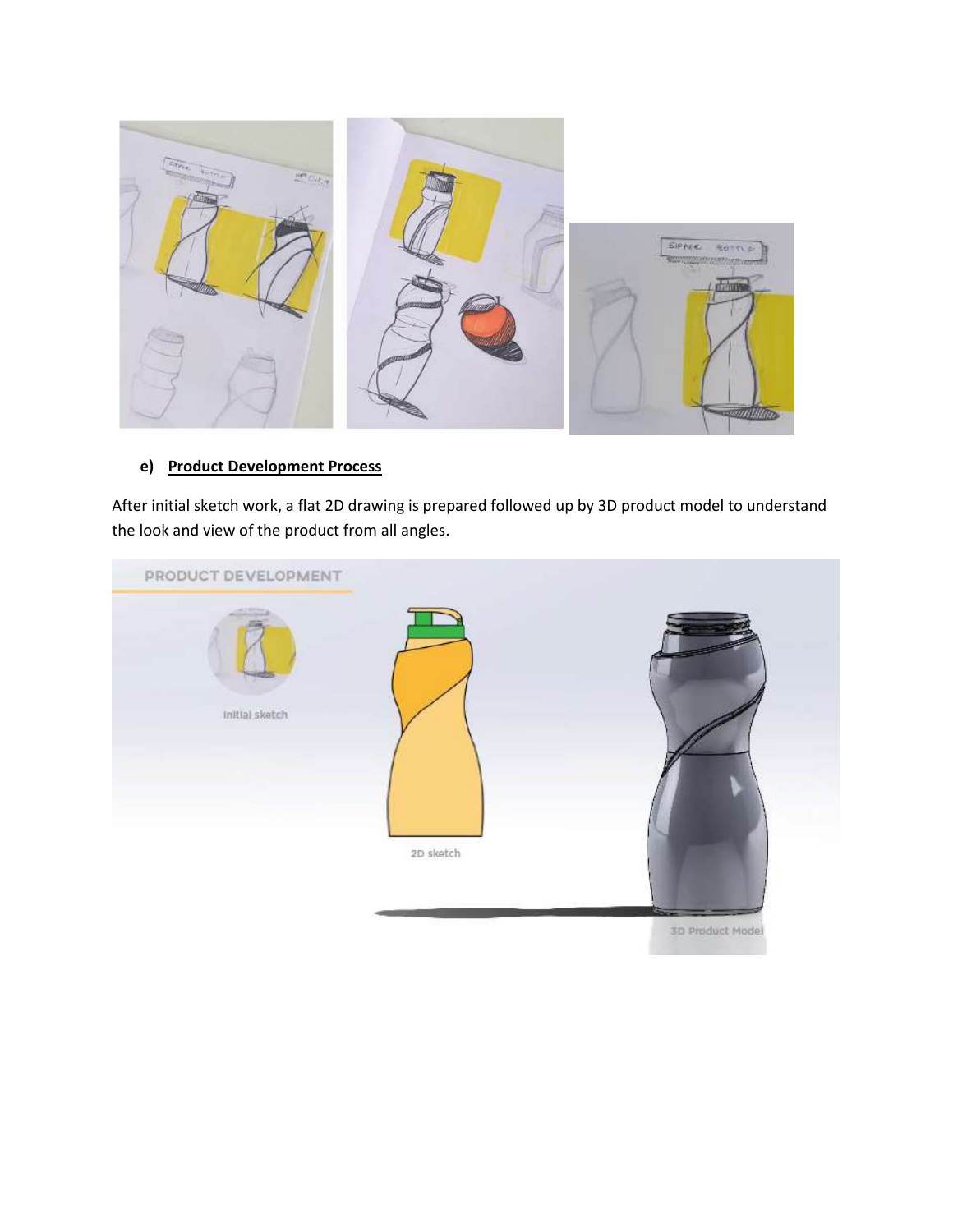**e) Product Development Process**

After initial sketch work, a flat 2D drawing is prepared followed up by 3D product model to understand the look and view of the product from all angles.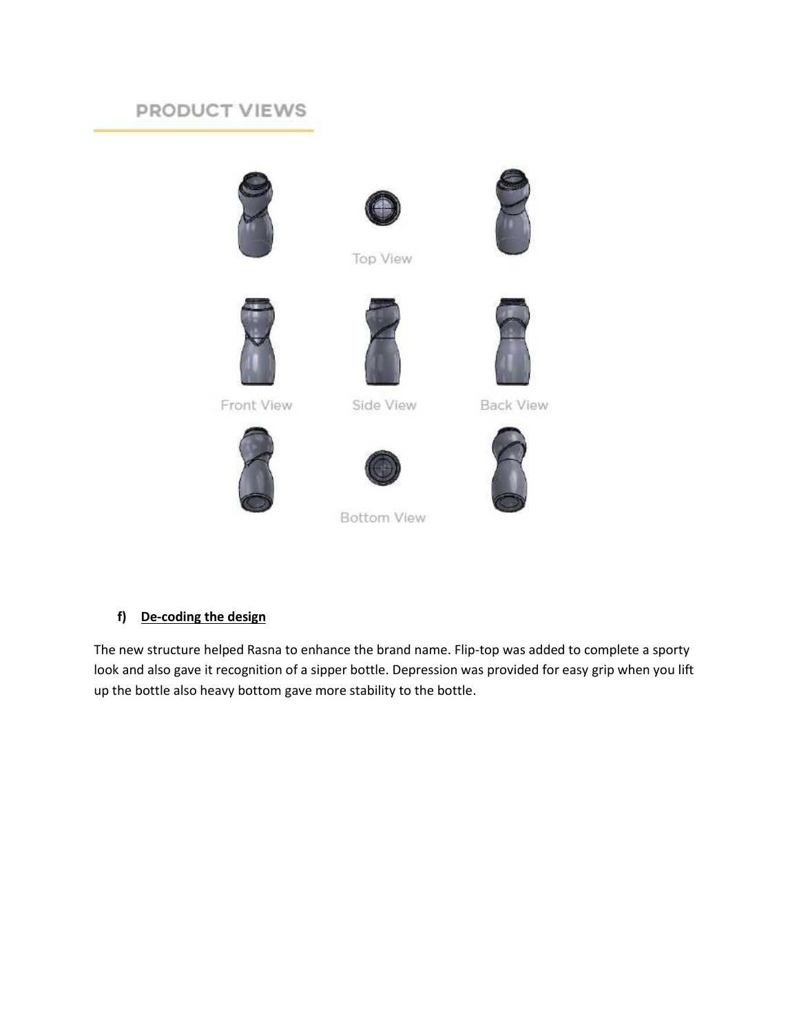## PRODUCT VIEWS

Top View

Front View

Side View

Back View

Bottom View

### f) De-coding the design

The new structure helped Rasna to enhance the brand name. Flip-top was added to complete a sporty look and also gave it recognition of a sipper bottle. Depression was provided for easy grip when you lift up the bottle also heavy bottom gave more stability to the bottle.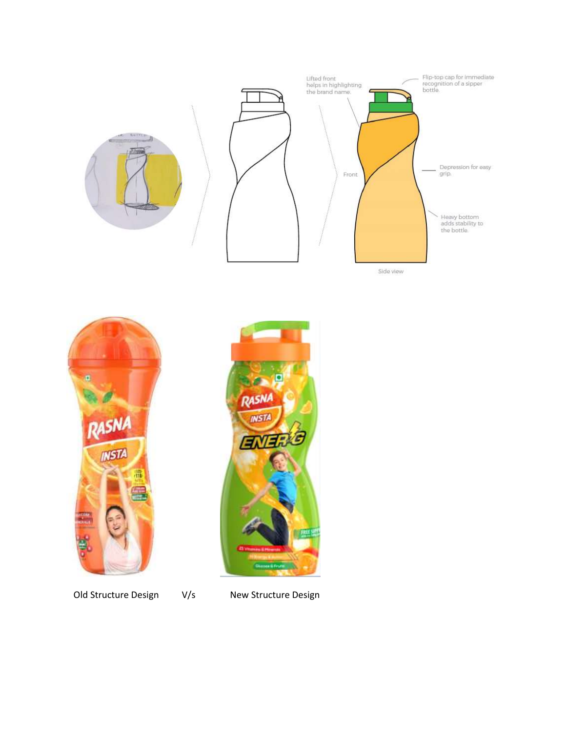Lifted front helps in highlighting the brand name.

Flip-top cap for immediate recognition of a sipper bottle.

Front

Depression for easy grip.

Heavy bottom adds stability to the bottle.

Side view

Old Structure Design V/s New Structure Design